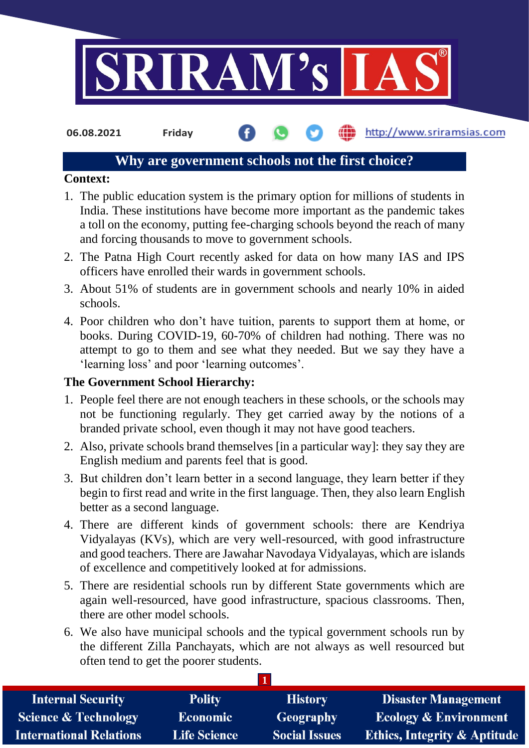06.08.2021 Friday http://www.sriramsias.com

# Why are government schools not the first choice?

**Context:**

1. The public education system is the primary option for millions of students in India. These institutions have become more important as the pandemic takes a toll on the economy, putting fee-charging schools beyond the reach of many and forcing thousands to move to government schools.
2. The Patna High Court recently asked for data on how many IAS and IPS officers have enrolled their wards in government schools.
3. About 51% of students are in government schools and nearly 10% in aided schools.
4. Poor children who don't have tuition, parents to support them at home, or books. During COVID-19, 60-70% of children had nothing. There was no attempt to go to them and see what they needed. But we say they have a 'learning loss' and poor 'learning outcomes'.

**The Government School Hierarchy:**

1. People feel there are not enough teachers in these schools, or the schools may not be functioning regularly. They get carried away by the notions of a branded private school, even though it may not have good teachers.
2. Also, private schools brand themselves [in a particular way]: they say they are English medium and parents feel that is good.
3. But children don't learn better in a second language, they learn better if they begin to first read and write in the first language. Then, they also learn English better as a second language.
4. There are different kinds of government schools: there are Kendriya Vidyalayas (KVs), which are very well-resourced, with good infrastructure and good teachers. There are Jawahar Navodaya Vidyalayas, which are islands of excellence and competitively looked at for admissions.
5. There are residential schools run by different State governments which are again well-resourced, have good infrastructure, spacious classrooms. Then, there are other model schools.
6. We also have municipal schools and the typical government schools run by the different Zilla Panchayats, which are not always as well resourced but often tend to get the poorer students.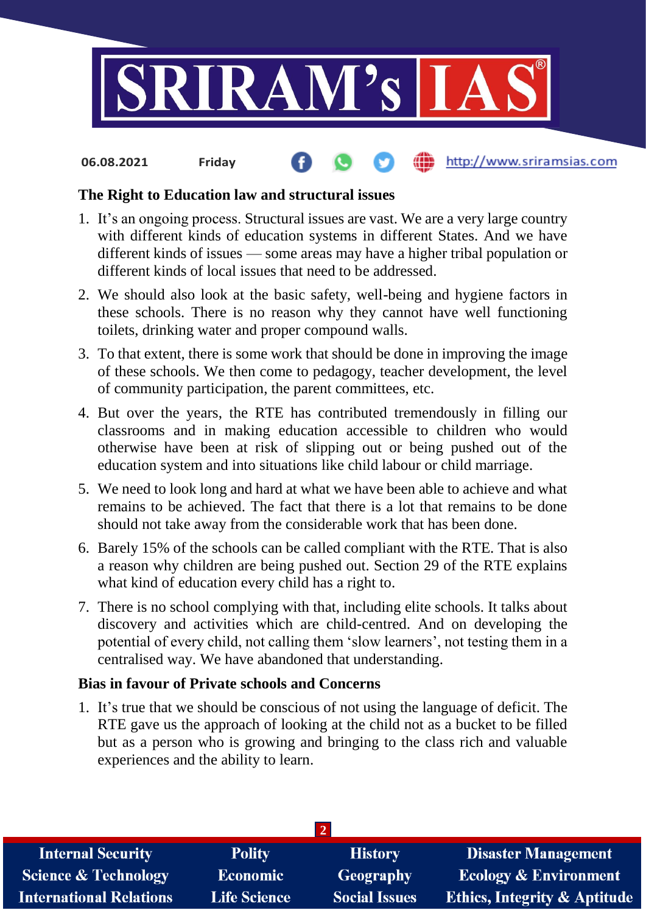### The Right to Education law and structural issues

1. It's an ongoing process. Structural issues are vast. We are a very large country with different kinds of education systems in different States. And we have different kinds of issues — some areas may have a higher tribal population or different kinds of local issues that need to be addressed.
2. We should also look at the basic safety, well-being and hygiene factors in these schools. There is no reason why they cannot have well functioning toilets, drinking water and proper compound walls.
3. To that extent, there is some work that should be done in improving the image of these schools. We then come to pedagogy, teacher development, the level of community participation, the parent committees, etc.
4. But over the years, the RTE has contributed tremendously in filling our classrooms and in making education accessible to children who would otherwise have been at risk of slipping out or being pushed out of the education system and into situations like child labour or child marriage.
5. We need to look long and hard at what we have been able to achieve and what remains to be achieved. The fact that there is a lot that remains to be done should not take away from the considerable work that has been done.
6. Barely 15% of the schools can be called compliant with the RTE. That is also a reason why children are being pushed out. Section 29 of the RTE explains what kind of education every child has a right to.
7. There is no school complying with that, including elite schools. It talks about discovery and activities which are child-centred. And on developing the potential of every child, not calling them 'slow learners', not testing them in a centralised way. We have abandoned that understanding.

### Bias in favour of Private schools and Concerns

1. It's true that we should be conscious of not using the language of deficit. The RTE gave us the approach of looking at the child not as a bucket to be filled but as a person who is growing and bringing to the class rich and valuable experiences and the ability to learn.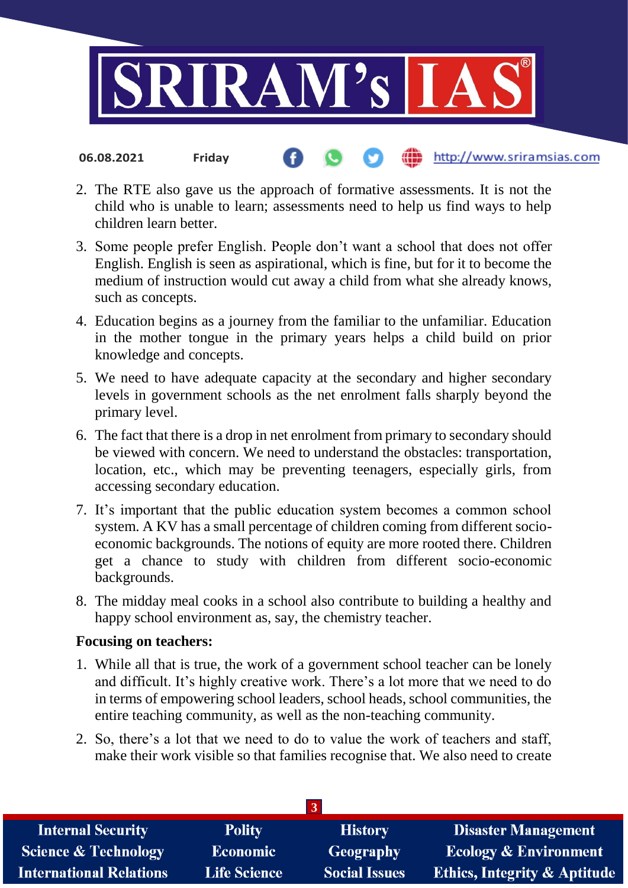2. The RTE also gave us the approach of formative assessments. It is not the child who is unable to learn; assessments need to help us find ways to help children learn better.
3. Some people prefer English. People don't want a school that does not offer English. English is seen as aspirational, which is fine, but for it to become the medium of instruction would cut away a child from what she already knows, such as concepts.
4. Education begins as a journey from the familiar to the unfamiliar. Education in the mother tongue in the primary years helps a child build on prior knowledge and concepts.
5. We need to have adequate capacity at the secondary and higher secondary levels in government schools as the net enrolment falls sharply beyond the primary level.
6. The fact that there is a drop in net enrolment from primary to secondary should be viewed with concern. We need to understand the obstacles: transportation, location, etc., which may be preventing teenagers, especially girls, from accessing secondary education.
7. It's important that the public education system becomes a common school system. A KV has a small percentage of children coming from different socio-economic backgrounds. The notions of equity are more rooted there. Children get a chance to study with children from different socio-economic backgrounds.
8. The midday meal cooks in a school also contribute to building a healthy and happy school environment as, say, the chemistry teacher.

**Focusing on teachers:**

1. While all that is true, the work of a government school teacher can be lonely and difficult. It's highly creative work. There's a lot more that we need to do in terms of empowering school leaders, school heads, school communities, the entire teaching community, as well as the non-teaching community.
2. So, there's a lot that we need to do to value the work of teachers and staff, make their work visible so that families recognise that. We also need to create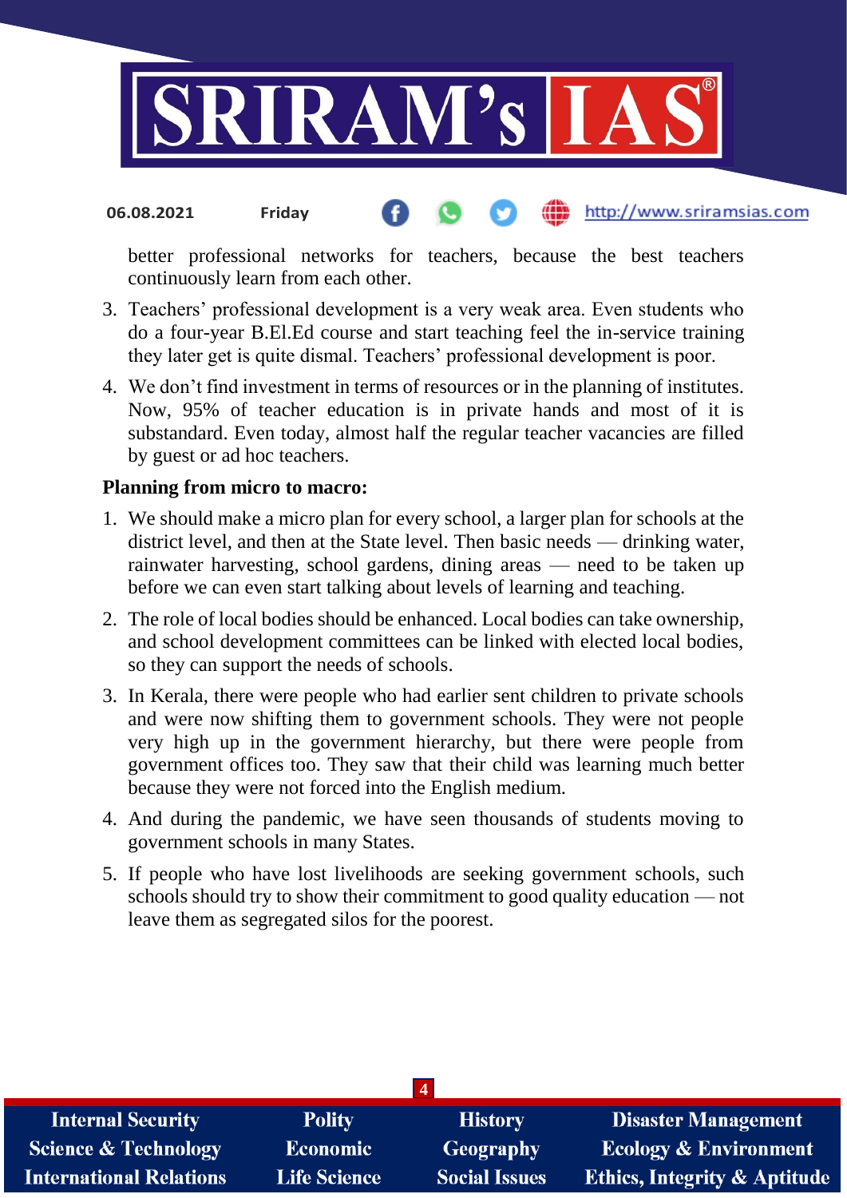better professional networks for teachers, because the best teachers continuously learn from each other.

3. Teachers' professional development is a very weak area. Even students who do a four-year B.El.Ed course and start teaching feel the in-service training they later get is quite dismal. Teachers' professional development is poor.
4. We don't find investment in terms of resources or in the planning of institutes. Now, 95% of teacher education is in private hands and most of it is substandard. Even today, almost half the regular teacher vacancies are filled by guest or ad hoc teachers.

**Planning from micro to macro:**

1. We should make a micro plan for every school, a larger plan for schools at the district level, and then at the State level. Then basic needs — drinking water, rainwater harvesting, school gardens, dining areas — need to be taken up before we can even start talking about levels of learning and teaching.
2. The role of local bodies should be enhanced. Local bodies can take ownership, and school development committees can be linked with elected local bodies, so they can support the needs of schools.
3. In Kerala, there were people who had earlier sent children to private schools and were now shifting them to government schools. They were not people very high up in the government hierarchy, but there were people from government offices too. They saw that their child was learning much better because they were not forced into the English medium.
4. And during the pandemic, we have seen thousands of students moving to government schools in many States.
5. If people who have lost livelihoods are seeking government schools, such schools should try to show their commitment to good quality education — not leave them as segregated silos for the poorest.